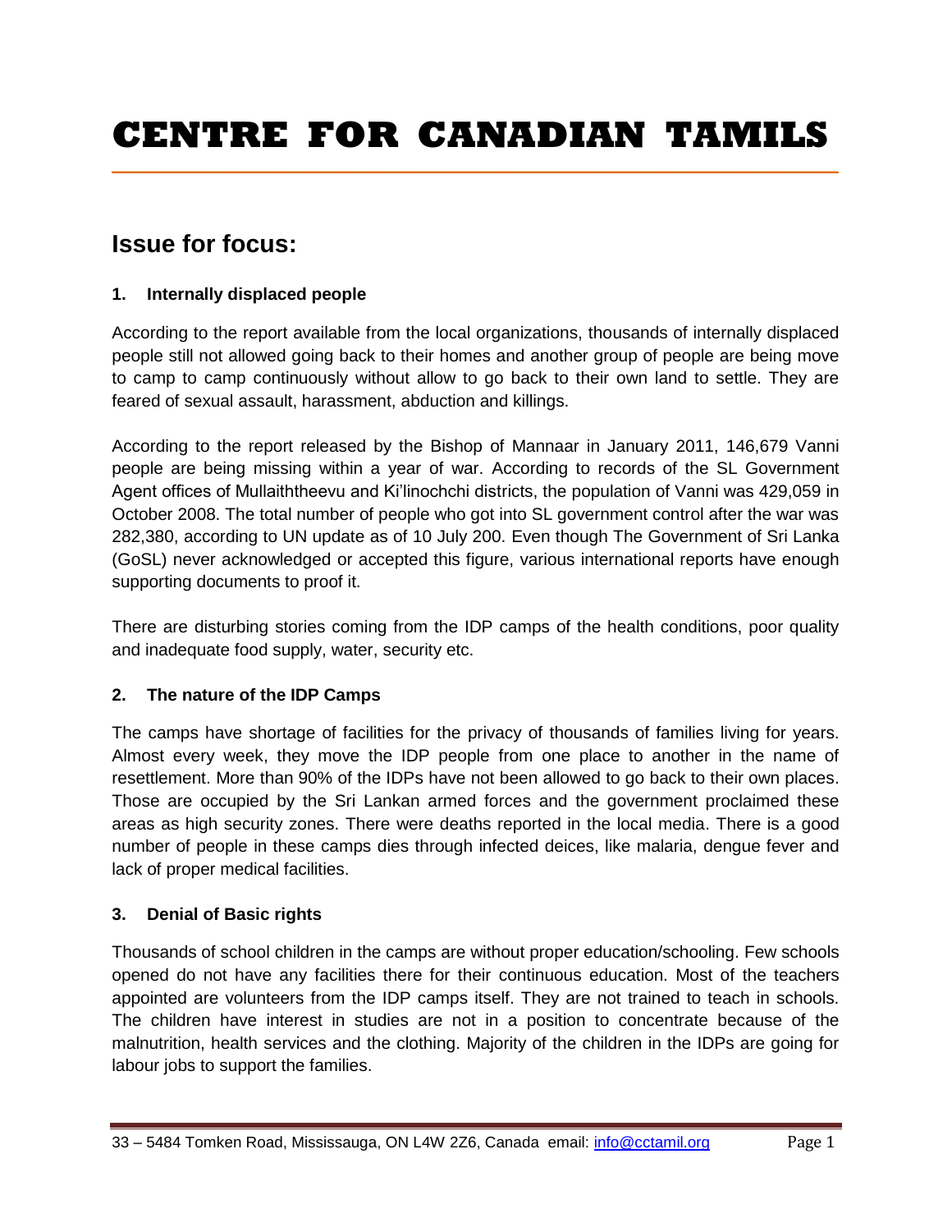# CENTRE FOR CANADIAN TAMILS

## Issue for focus:

### 1. Internally displaced people

According to the report available from the local organizations, thousands of internally displaced people still not allowed going back to their homes and another group of people are being move to camp to camp continuously without allow to go back to their own land to settle. They are feared of sexual assault, harassment, abduction and killings.

According to the report released by the Bishop of Mannaar in January 2011, 146,679 Vanni people are being missing within a year of war. According to records of the SL Government Agent offices of Mullaiththeevu and Ki'linochchi districts, the population of Vanni was 429,059 in October 2008. The total number of people who got into SL government control after the war was 282,380, according to UN update as of 10 July 200. Even though The Government of Sri Lanka (GoSL) never acknowledged or accepted this figure, various international reports have enough supporting documents to proof it.

There are disturbing stories coming from the IDP camps of the health conditions, poor quality and inadequate food supply, water, security etc.

### 2. The nature of the IDP Camps

The camps have shortage of facilities for the privacy of thousands of families living for years. Almost every week, they move the IDP people from one place to another in the name of resettlement. More than 90% of the IDPs have not been allowed to go back to their own places. Those are occupied by the Sri Lankan armed forces and the government proclaimed these areas as high security zones. There were deaths reported in the local media. There is a good number of people in these camps dies through infected deices, like malaria, dengue fever and lack of proper medical facilities.

### 3. Denial of Basic rights

Thousands of school children in the camps are without proper education/schooling. Few schools opened do not have any facilities there for their continuous education. Most of the teachers appointed are volunteers from the IDP camps itself. They are not trained to teach in schools. The children have interest in studies are not in a position to concentrate because of the malnutrition, health services and the clothing. Majority of the children in the IDPs are going for labour jobs to support the families.

33 – 5484 Tomken Road, Mississauga, ON L4W 2Z6, Canada email: info@cctamil.org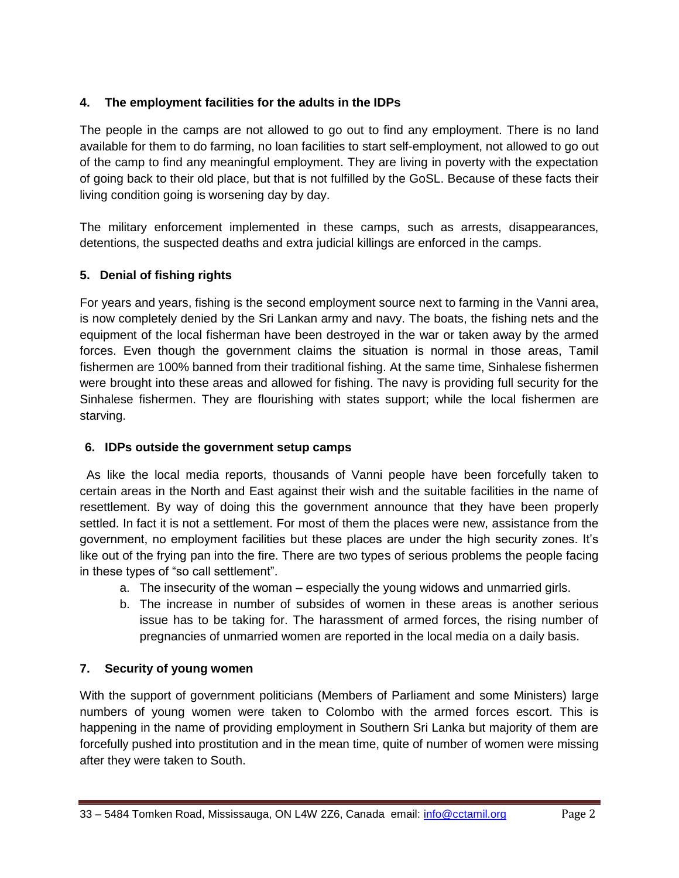### 4. The employment facilities for the adults in the IDPs

The people in the camps are not allowed to go out to find any employment. There is no land available for them to do farming, no loan facilities to start self-employment, not allowed to go out of the camp to find any meaningful employment. They are living in poverty with the expectation of going back to their old place, but that is not fulfilled by the GoSL. Because of these facts their living condition going is worsening day by day.

The military enforcement implemented in these camps, such as arrests, disappearances, detentions, the suspected deaths and extra judicial killings are enforced in the camps.

### 5. Denial of fishing rights

For years and years, fishing is the second employment source next to farming in the Vanni area, is now completely denied by the Sri Lankan army and navy. The boats, the fishing nets and the equipment of the local fisherman have been destroyed in the war or taken away by the armed forces. Even though the government claims the situation is normal in those areas, Tamil fishermen are 100% banned from their traditional fishing. At the same time, Sinhalese fishermen were brought into these areas and allowed for fishing. The navy is providing full security for the Sinhalese fishermen. They are flourishing with states support; while the local fishermen are starving.

### 6. IDPs outside the government setup camps

As like the local media reports, thousands of Vanni people have been forcefully taken to certain areas in the North and East against their wish and the suitable facilities in the name of resettlement. By way of doing this the government announce that they have been properly settled. In fact it is not a settlement. For most of them the places were new, assistance from the government, no employment facilities but these places are under the high security zones. It's like out of the frying pan into the fire. There are two types of serious problems the people facing in these types of "so call settlement".

a. The insecurity of the woman – especially the young widows and unmarried girls.
b. The increase in number of subsides of women in these areas is another serious issue has to be taking for. The harassment of armed forces, the rising number of pregnancies of unmarried women are reported in the local media on a daily basis.

### 7. Security of young women

With the support of government politicians (Members of Parliament and some Ministers) large numbers of young women were taken to Colombo with the armed forces escort. This is happening in the name of providing employment in Southern Sri Lanka but majority of them are forcefully pushed into prostitution and in the mean time, quite of number of women were missing after they were taken to South.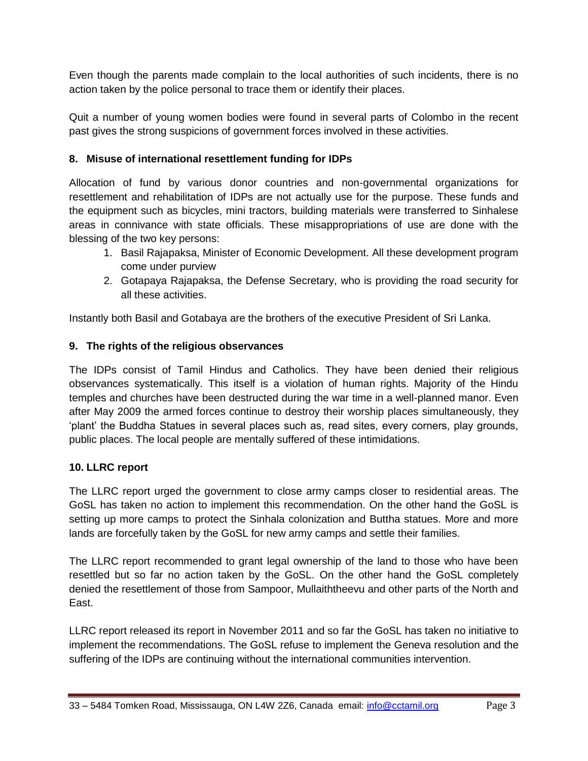Even though the parents made complain to the local authorities of such incidents, there is no action taken by the police personal to trace them or identify their places.

Quit a number of young women bodies were found in several parts of Colombo in the recent past gives the strong suspicions of government forces involved in these activities.

### 8. Misuse of international resettlement funding for IDPs

Allocation of fund by various donor countries and non-governmental organizations for resettlement and rehabilitation of IDPs are not actually use for the purpose. These funds and the equipment such as bicycles, mini tractors, building materials were transferred to Sinhalese areas in connivance with state officials. These misappropriations of use are done with the blessing of the two key persons:

1. Basil Rajapaksa, Minister of Economic Development. All these development program come under purview
2. Gotapaya Rajapaksa, the Defense Secretary, who is providing the road security for all these activities.

Instantly both Basil and Gotabaya are the brothers of the executive President of Sri Lanka.

### 9. The rights of the religious observances

The IDPs consist of Tamil Hindus and Catholics. They have been denied their religious observances systematically. This itself is a violation of human rights. Majority of the Hindu temples and churches have been destructed during the war time in a well-planned manor. Even after May 2009 the armed forces continue to destroy their worship places simultaneously, they 'plant' the Buddha Statues in several places such as, read sites, every corners, play grounds, public places. The local people are mentally suffered of these intimidations.

### 10. LLRC report

The LLRC report urged the government to close army camps closer to residential areas. The GoSL has taken no action to implement this recommendation. On the other hand the GoSL is setting up more camps to protect the Sinhala colonization and Buttha statues. More and more lands are forcefully taken by the GoSL for new army camps and settle their families.

The LLRC report recommended to grant legal ownership of the land to those who have been resettled but so far no action taken by the GoSL. On the other hand the GoSL completely denied the resettlement of those from Sampoor, Mullaiththeevu and other parts of the North and East.

LLRC report released its report in November 2011 and so far the GoSL has taken no initiative to implement the recommendations. The GoSL refuse to implement the Geneva resolution and the suffering of the IDPs are continuing without the international communities intervention.